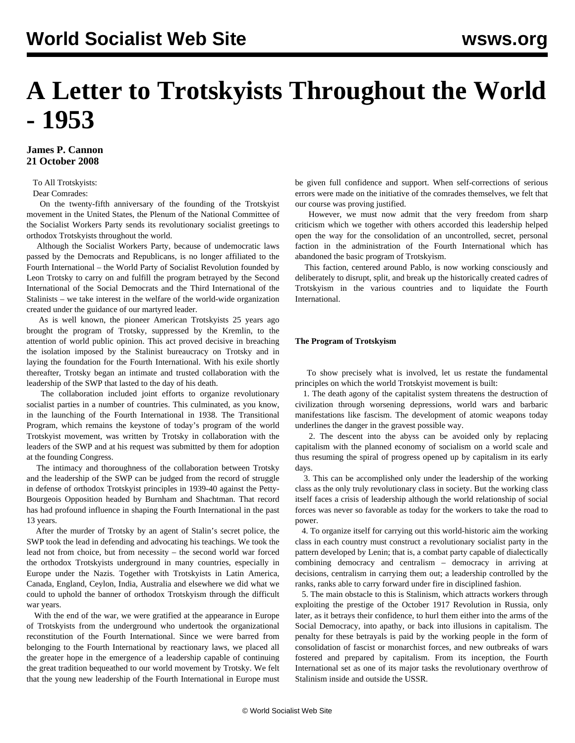# A Letter to Trotskyists Throughout the World - 1953

**James P. Cannon**
**21 October 2008**

To All Trotskyists:

Dear Comrades:

On the twenty-fifth anniversary of the founding of the Trotskyist movement in the United States, the Plenum of the National Committee of the Socialist Workers Party sends its revolutionary socialist greetings to orthodox Trotskyists throughout the world.

Although the Socialist Workers Party, because of undemocratic laws passed by the Democrats and Republicans, is no longer affiliated to the Fourth International – the World Party of Socialist Revolution founded by Leon Trotsky to carry on and fulfill the program betrayed by the Second International of the Social Democrats and the Third International of the Stalinists – we take interest in the welfare of the world-wide organization created under the guidance of our martyred leader.

As is well known, the pioneer American Trotskyists 25 years ago brought the program of Trotsky, suppressed by the Kremlin, to the attention of world public opinion. This act proved decisive in breaching the isolation imposed by the Stalinist bureaucracy on Trotsky and in laying the foundation for the Fourth International. With his exile shortly thereafter, Trotsky began an intimate and trusted collaboration with the leadership of the SWP that lasted to the day of his death.

The collaboration included joint efforts to organize revolutionary socialist parties in a number of countries. This culminated, as you know, in the launching of the Fourth International in 1938. The Transitional Program, which remains the keystone of today's program of the world Trotskyist movement, was written by Trotsky in collaboration with the leaders of the SWP and at his request was submitted by them for adoption at the founding Congress.

The intimacy and thoroughness of the collaboration between Trotsky and the leadership of the SWP can be judged from the record of struggle in defense of orthodox Trotskyist principles in 1939-40 against the Petty-Bourgeois Opposition headed by Burnham and Shachtman. That record has had profound influence in shaping the Fourth International in the past 13 years.

After the murder of Trotsky by an agent of Stalin's secret police, the SWP took the lead in defending and advocating his teachings. We took the lead not from choice, but from necessity – the second world war forced the orthodox Trotskyists underground in many countries, especially in Europe under the Nazis. Together with Trotskyists in Latin America, Canada, England, Ceylon, India, Australia and elsewhere we did what we could to uphold the banner of orthodox Trotskyism through the difficult war years.

With the end of the war, we were gratified at the appearance in Europe of Trotskyists from the underground who undertook the organizational reconstitution of the Fourth International. Since we were barred from belonging to the Fourth International by reactionary laws, we placed all the greater hope in the emergence of a leadership capable of continuing the great tradition bequeathed to our world movement by Trotsky. We felt that the young new leadership of the Fourth International in Europe must be given full confidence and support. When self-corrections of serious errors were made on the initiative of the comrades themselves, we felt that our course was proving justified.

However, we must now admit that the very freedom from sharp criticism which we together with others accorded this leadership helped open the way for the consolidation of an uncontrolled, secret, personal faction in the administration of the Fourth International which has abandoned the basic program of Trotskyism.

This faction, centered around Pablo, is now working consciously and deliberately to disrupt, split, and break up the historically created cadres of Trotskyism in the various countries and to liquidate the Fourth International.

**The Program of Trotskyism**

To show precisely what is involved, let us restate the fundamental principles on which the world Trotskyist movement is built:

1. The death agony of the capitalist system threatens the destruction of civilization through worsening depressions, world wars and barbaric manifestations like fascism. The development of atomic weapons today underlines the danger in the gravest possible way.

2. The descent into the abyss can be avoided only by replacing capitalism with the planned economy of socialism on a world scale and thus resuming the spiral of progress opened up by capitalism in its early days.

3. This can be accomplished only under the leadership of the working class as the only truly revolutionary class in society. But the working class itself faces a crisis of leadership although the world relationship of social forces was never so favorable as today for the workers to take the road to power.

4. To organize itself for carrying out this world-historic aim the working class in each country must construct a revolutionary socialist party in the pattern developed by Lenin; that is, a combat party capable of dialectically combining democracy and centralism – democracy in arriving at decisions, centralism in carrying them out; a leadership controlled by the ranks, ranks able to carry forward under fire in disciplined fashion.

5. The main obstacle to this is Stalinism, which attracts workers through exploiting the prestige of the October 1917 Revolution in Russia, only later, as it betrays their confidence, to hurl them either into the arms of the Social Democracy, into apathy, or back into illusions in capitalism. The penalty for these betrayals is paid by the working people in the form of consolidation of fascist or monarchist forces, and new outbreaks of wars fostered and prepared by capitalism. From its inception, the Fourth International set as one of its major tasks the revolutionary overthrow of Stalinism inside and outside the USSR.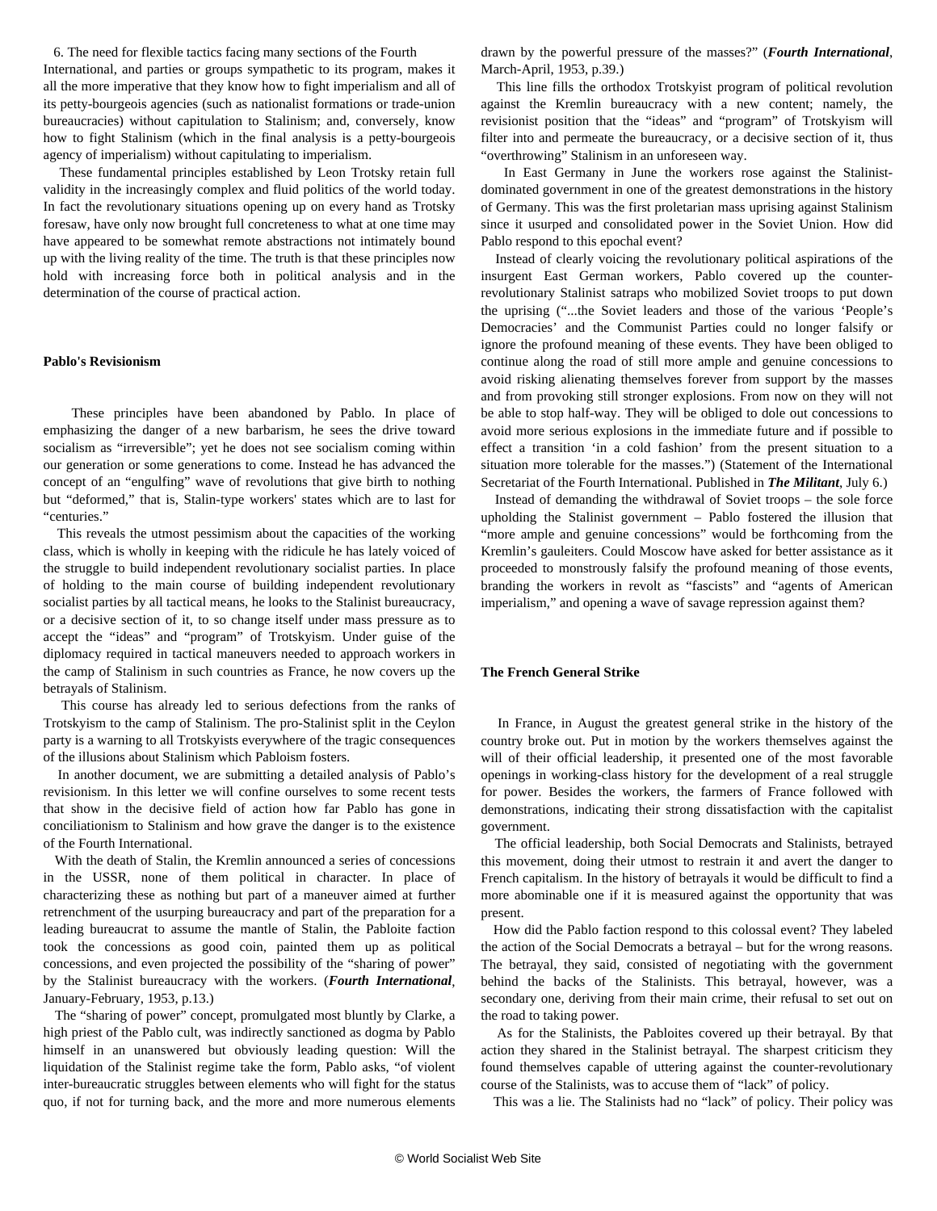6. The need for flexible tactics facing many sections of the Fourth International, and parties or groups sympathetic to its program, makes it all the more imperative that they know how to fight imperialism and all of its petty-bourgeois agencies (such as nationalist formations or trade-union bureaucracies) without capitulation to Stalinism; and, conversely, know how to fight Stalinism (which in the final analysis is a petty-bourgeois agency of imperialism) without capitulating to imperialism.

These fundamental principles established by Leon Trotsky retain full validity in the increasingly complex and fluid politics of the world today. In fact the revolutionary situations opening up on every hand as Trotsky foresaw, have only now brought full concreteness to what at one time may have appeared to be somewhat remote abstractions not intimately bound up with the living reality of the time. The truth is that these principles now hold with increasing force both in political analysis and in the determination of the course of practical action.

**Pablo's Revisionism**

These principles have been abandoned by Pablo. In place of emphasizing the danger of a new barbarism, he sees the drive toward socialism as "irreversible"; yet he does not see socialism coming within our generation or some generations to come. Instead he has advanced the concept of an "engulfing" wave of revolutions that give birth to nothing but "deformed," that is, Stalin-type workers' states which are to last for "centuries."

This reveals the utmost pessimism about the capacities of the working class, which is wholly in keeping with the ridicule he has lately voiced of the struggle to build independent revolutionary socialist parties. In place of holding to the main course of building independent revolutionary socialist parties by all tactical means, he looks to the Stalinist bureaucracy, or a decisive section of it, to so change itself under mass pressure as to accept the "ideas" and "program" of Trotskyism. Under guise of the diplomacy required in tactical maneuvers needed to approach workers in the camp of Stalinism in such countries as France, he now covers up the betrayals of Stalinism.

This course has already led to serious defections from the ranks of Trotskyism to the camp of Stalinism. The pro-Stalinist split in the Ceylon party is a warning to all Trotskyists everywhere of the tragic consequences of the illusions about Stalinism which Pabloism fosters.

In another document, we are submitting a detailed analysis of Pablo's revisionism. In this letter we will confine ourselves to some recent tests that show in the decisive field of action how far Pablo has gone in conciliationism to Stalinism and how grave the danger is to the existence of the Fourth International.

With the death of Stalin, the Kremlin announced a series of concessions in the USSR, none of them political in character. In place of characterizing these as nothing but part of a maneuver aimed at further retrenchment of the usurping bureaucracy and part of the preparation for a leading bureaucrat to assume the mantle of Stalin, the Pabloite faction took the concessions as good coin, painted them up as political concessions, and even projected the possibility of the "sharing of power" by the Stalinist bureaucracy with the workers. (***Fourth International***, January-February, 1953, p.13.)

The "sharing of power" concept, promulgated most bluntly by Clarke, a high priest of the Pablo cult, was indirectly sanctioned as dogma by Pablo himself in an unanswered but obviously leading question: Will the liquidation of the Stalinist regime take the form, Pablo asks, "of violent inter-bureaucratic struggles between elements who will fight for the status quo, if not for turning back, and the more and more numerous elements drawn by the powerful pressure of the masses?" (***Fourth International***, March-April, 1953, p.39.)

This line fills the orthodox Trotskyist program of political revolution against the Kremlin bureaucracy with a new content; namely, the revisionist position that the "ideas" and "program" of Trotskyism will filter into and permeate the bureaucracy, or a decisive section of it, thus "overthrowing" Stalinism in an unforeseen way.

In East Germany in June the workers rose against the Stalinist-dominated government in one of the greatest demonstrations in the history of Germany. This was the first proletarian mass uprising against Stalinism since it usurped and consolidated power in the Soviet Union. How did Pablo respond to this epochal event?

Instead of clearly voicing the revolutionary political aspirations of the insurgent East German workers, Pablo covered up the counter-revolutionary Stalinist satraps who mobilized Soviet troops to put down the uprising ("...the Soviet leaders and those of the various 'People's Democracies' and the Communist Parties could no longer falsify or ignore the profound meaning of these events. They have been obliged to continue along the road of still more ample and genuine concessions to avoid risking alienating themselves forever from support by the masses and from provoking still stronger explosions. From now on they will not be able to stop half-way. They will be obliged to dole out concessions to avoid more serious explosions in the immediate future and if possible to effect a transition 'in a cold fashion' from the present situation to a situation more tolerable for the masses.") (Statement of the International Secretariat of the Fourth International. Published in ***The Militant***, July 6.)

Instead of demanding the withdrawal of Soviet troops – the sole force upholding the Stalinist government – Pablo fostered the illusion that "more ample and genuine concessions" would be forthcoming from the Kremlin's gauleiters. Could Moscow have asked for better assistance as it proceeded to monstrously falsify the profound meaning of those events, branding the workers in revolt as "fascists" and "agents of American imperialism," and opening a wave of savage repression against them?

**The French General Strike**

In France, in August the greatest general strike in the history of the country broke out. Put in motion by the workers themselves against the will of their official leadership, it presented one of the most favorable openings in working-class history for the development of a real struggle for power. Besides the workers, the farmers of France followed with demonstrations, indicating their strong dissatisfaction with the capitalist government.

The official leadership, both Social Democrats and Stalinists, betrayed this movement, doing their utmost to restrain it and avert the danger to French capitalism. In the history of betrayals it would be difficult to find a more abominable one if it is measured against the opportunity that was present.

How did the Pablo faction respond to this colossal event? They labeled the action of the Social Democrats a betrayal – but for the wrong reasons. The betrayal, they said, consisted of negotiating with the government behind the backs of the Stalinists. This betrayal, however, was a secondary one, deriving from their main crime, their refusal to set out on the road to taking power.

As for the Stalinists, the Pabloites covered up their betrayal. By that action they shared in the Stalinist betrayal. The sharpest criticism they found themselves capable of uttering against the counter-revolutionary course of the Stalinists, was to accuse them of "lack" of policy.

This was a lie. The Stalinists had no "lack" of policy. Their policy was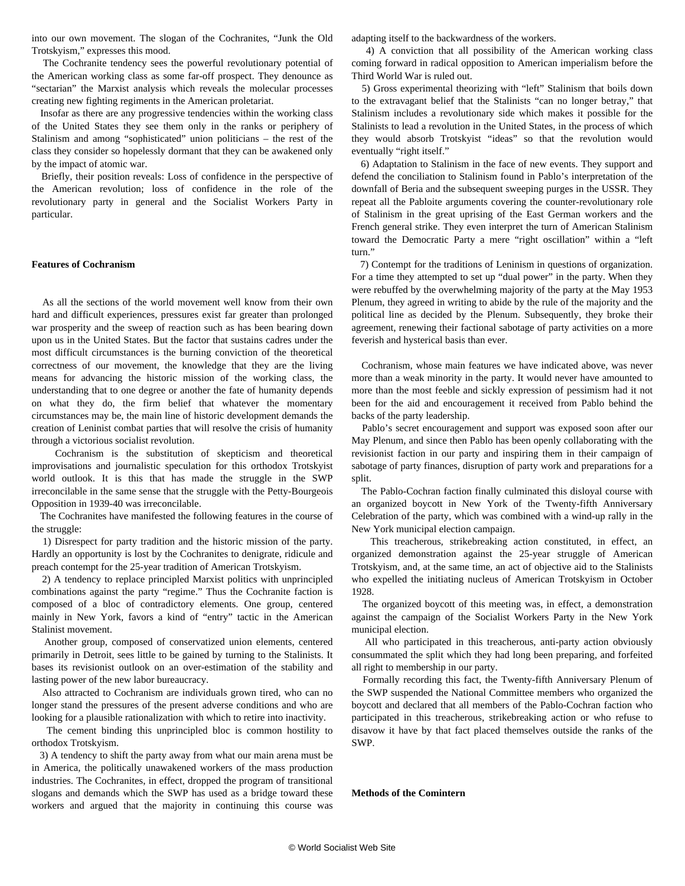into our own movement. The slogan of the Cochranites, "Junk the Old Trotskyism," expresses this mood.

The Cochranite tendency sees the powerful revolutionary potential of the American working class as some far-off prospect. They denounce as "sectarian" the Marxist analysis which reveals the molecular processes creating new fighting regiments in the American proletariat.

Insofar as there are any progressive tendencies within the working class of the United States they see them only in the ranks or periphery of Stalinism and among "sophisticated" union politicians – the rest of the class they consider so hopelessly dormant that they can be awakened only by the impact of atomic war.

Briefly, their position reveals: Loss of confidence in the perspective of the American revolution; loss of confidence in the role of the revolutionary party in general and the Socialist Workers Party in particular.

**Features of Cochranism**

As all the sections of the world movement well know from their own hard and difficult experiences, pressures exist far greater than prolonged war prosperity and the sweep of reaction such as has been bearing down upon us in the United States. But the factor that sustains cadres under the most difficult circumstances is the burning conviction of the theoretical correctness of our movement, the knowledge that they are the living means for advancing the historic mission of the working class, the understanding that to one degree or another the fate of humanity depends on what they do, the firm belief that whatever the momentary circumstances may be, the main line of historic development demands the creation of Leninist combat parties that will resolve the crisis of humanity through a victorious socialist revolution.

Cochranism is the substitution of skepticism and theoretical improvisations and journalistic speculation for this orthodox Trotskyist world outlook. It is this that has made the struggle in the SWP irreconcilable in the same sense that the struggle with the Petty-Bourgeois Opposition in 1939-40 was irreconcilable.

The Cochranites have manifested the following features in the course of the struggle:

1) Disrespect for party tradition and the historic mission of the party. Hardly an opportunity is lost by the Cochranites to denigrate, ridicule and preach contempt for the 25-year tradition of American Trotskyism.

2) A tendency to replace principled Marxist politics with unprincipled combinations against the party "regime." Thus the Cochranite faction is composed of a bloc of contradictory elements. One group, centered mainly in New York, favors a kind of "entry" tactic in the American Stalinist movement.

Another group, composed of conservatized union elements, centered primarily in Detroit, sees little to be gained by turning to the Stalinists. It bases its revisionist outlook on an over-estimation of the stability and lasting power of the new labor bureaucracy.

Also attracted to Cochranism are individuals grown tired, who can no longer stand the pressures of the present adverse conditions and who are looking for a plausible rationalization with which to retire into inactivity.

The cement binding this unprincipled bloc is common hostility to orthodox Trotskyism.

3) A tendency to shift the party away from what our main arena must be in America, the politically unawakened workers of the mass production industries. The Cochranites, in effect, dropped the program of transitional slogans and demands which the SWP has used as a bridge toward these workers and argued that the majority in continuing this course was adapting itself to the backwardness of the workers.

4) A conviction that all possibility of the American working class coming forward in radical opposition to American imperialism before the Third World War is ruled out.

5) Gross experimental theorizing with "left" Stalinism that boils down to the extravagant belief that the Stalinists "can no longer betray," that Stalinism includes a revolutionary side which makes it possible for the Stalinists to lead a revolution in the United States, in the process of which they would absorb Trotskyist "ideas" so that the revolution would eventually "right itself."

6) Adaptation to Stalinism in the face of new events. They support and defend the conciliation to Stalinism found in Pablo's interpretation of the downfall of Beria and the subsequent sweeping purges in the USSR. They repeat all the Pabloite arguments covering the counter-revolutionary role of Stalinism in the great uprising of the East German workers and the French general strike. They even interpret the turn of American Stalinism toward the Democratic Party a mere "right oscillation" within a "left turn."

7) Contempt for the traditions of Leninism in questions of organization. For a time they attempted to set up "dual power" in the party. When they were rebuffed by the overwhelming majority of the party at the May 1953 Plenum, they agreed in writing to abide by the rule of the majority and the political line as decided by the Plenum. Subsequently, they broke their agreement, renewing their factional sabotage of party activities on a more feverish and hysterical basis than ever.

Cochranism, whose main features we have indicated above, was never more than a weak minority in the party. It would never have amounted to more than the most feeble and sickly expression of pessimism had it not been for the aid and encouragement it received from Pablo behind the backs of the party leadership.

Pablo's secret encouragement and support was exposed soon after our May Plenum, and since then Pablo has been openly collaborating with the revisionist faction in our party and inspiring them in their campaign of sabotage of party finances, disruption of party work and preparations for a split.

The Pablo-Cochran faction finally culminated this disloyal course with an organized boycott in New York of the Twenty-fifth Anniversary Celebration of the party, which was combined with a wind-up rally in the New York municipal election campaign.

This treacherous, strikebreaking action constituted, in effect, an organized demonstration against the 25-year struggle of American Trotskyism, and, at the same time, an act of objective aid to the Stalinists who expelled the initiating nucleus of American Trotskyism in October 1928.

The organized boycott of this meeting was, in effect, a demonstration against the campaign of the Socialist Workers Party in the New York municipal election.

All who participated in this treacherous, anti-party action obviously consummated the split which they had long been preparing, and forfeited all right to membership in our party.

Formally recording this fact, the Twenty-fifth Anniversary Plenum of the SWP suspended the National Committee members who organized the boycott and declared that all members of the Pablo-Cochran faction who participated in this treacherous, strikebreaking action or who refuse to disavow it have by that fact placed themselves outside the ranks of the SWP.

**Methods of the Comintern**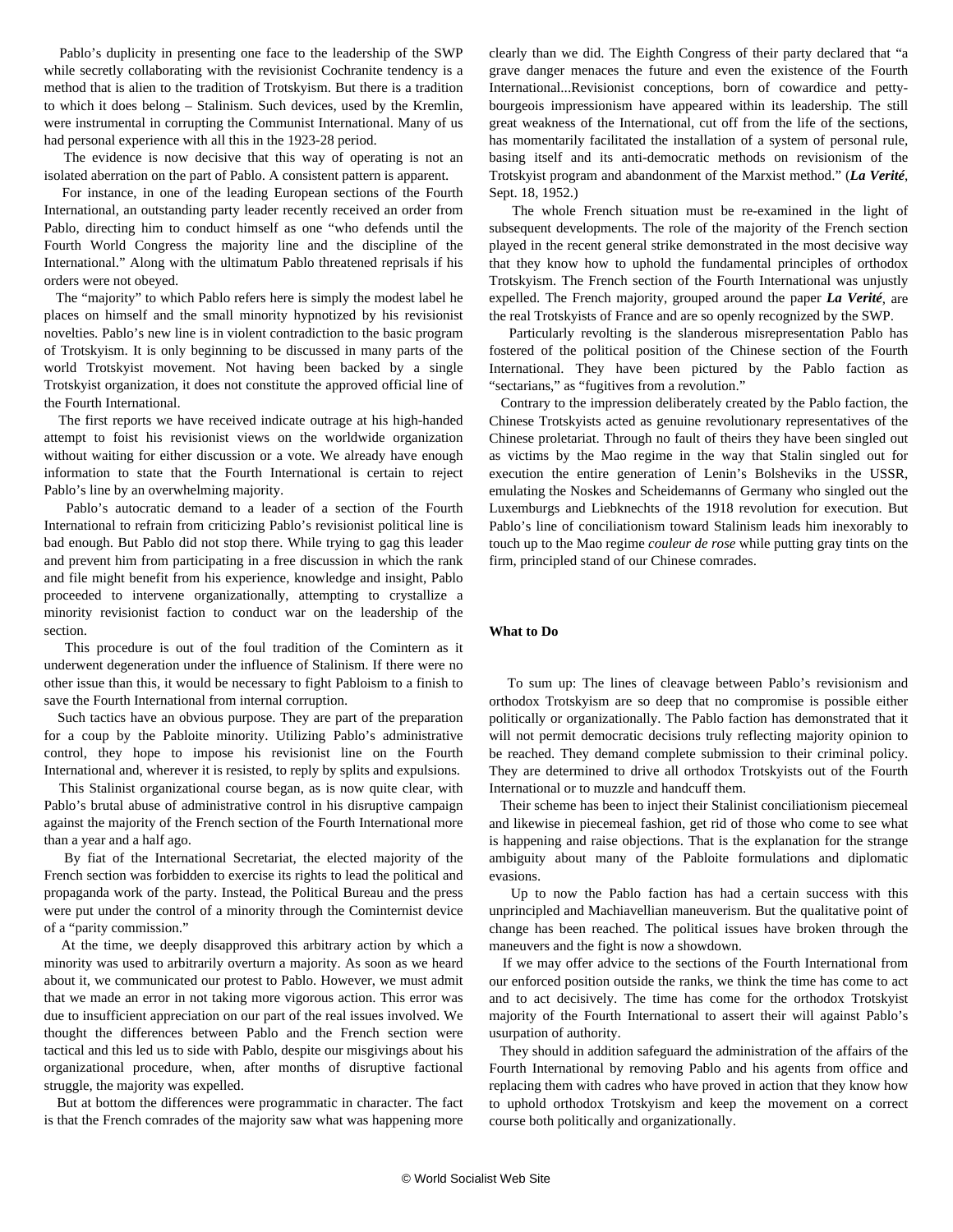Pablo's duplicity in presenting one face to the leadership of the SWP while secretly collaborating with the revisionist Cochranite tendency is a method that is alien to the tradition of Trotskyism. But there is a tradition to which it does belong – Stalinism. Such devices, used by the Kremlin, were instrumental in corrupting the Communist International. Many of us had personal experience with all this in the 1923-28 period.

The evidence is now decisive that this way of operating is not an isolated aberration on the part of Pablo. A consistent pattern is apparent.

For instance, in one of the leading European sections of the Fourth International, an outstanding party leader recently received an order from Pablo, directing him to conduct himself as one "who defends until the Fourth World Congress the majority line and the discipline of the International." Along with the ultimatum Pablo threatened reprisals if his orders were not obeyed.

The "majority" to which Pablo refers here is simply the modest label he places on himself and the small minority hypnotized by his revisionist novelties. Pablo's new line is in violent contradiction to the basic program of Trotskyism. It is only beginning to be discussed in many parts of the world Trotskyist movement. Not having been backed by a single Trotskyist organization, it does not constitute the approved official line of the Fourth International.

The first reports we have received indicate outrage at his high-handed attempt to foist his revisionist views on the worldwide organization without waiting for either discussion or a vote. We already have enough information to state that the Fourth International is certain to reject Pablo's line by an overwhelming majority.

Pablo's autocratic demand to a leader of a section of the Fourth International to refrain from criticizing Pablo's revisionist political line is bad enough. But Pablo did not stop there. While trying to gag this leader and prevent him from participating in a free discussion in which the rank and file might benefit from his experience, knowledge and insight, Pablo proceeded to intervene organizationally, attempting to crystallize a minority revisionist faction to conduct war on the leadership of the section.

This procedure is out of the foul tradition of the Comintern as it underwent degeneration under the influence of Stalinism. If there were no other issue than this, it would be necessary to fight Pabloism to a finish to save the Fourth International from internal corruption.

Such tactics have an obvious purpose. They are part of the preparation for a coup by the Pabloite minority. Utilizing Pablo's administrative control, they hope to impose his revisionist line on the Fourth International and, wherever it is resisted, to reply by splits and expulsions.

This Stalinist organizational course began, as is now quite clear, with Pablo's brutal abuse of administrative control in his disruptive campaign against the majority of the French section of the Fourth International more than a year and a half ago.

By fiat of the International Secretariat, the elected majority of the French section was forbidden to exercise its rights to lead the political and propaganda work of the party. Instead, the Political Bureau and the press were put under the control of a minority through the Cominternist device of a "parity commission."

At the time, we deeply disapproved this arbitrary action by which a minority was used to arbitrarily overturn a majority. As soon as we heard about it, we communicated our protest to Pablo. However, we must admit that we made an error in not taking more vigorous action. This error was due to insufficient appreciation on our part of the real issues involved. We thought the differences between Pablo and the French section were tactical and this led us to side with Pablo, despite our misgivings about his organizational procedure, when, after months of disruptive factional struggle, the majority was expelled.

But at bottom the differences were programmatic in character. The fact is that the French comrades of the majority saw what was happening more clearly than we did. The Eighth Congress of their party declared that "a grave danger menaces the future and even the existence of the Fourth International...Revisionist conceptions, born of cowardice and petty-bourgeois impressionism have appeared within its leadership. The still great weakness of the International, cut off from the life of the sections, has momentarily facilitated the installation of a system of personal rule, basing itself and its anti-democratic methods on revisionism of the Trotskyist program and abandonment of the Marxist method." (***La Verité***, Sept. 18, 1952.)

The whole French situation must be re-examined in the light of subsequent developments. The role of the majority of the French section played in the recent general strike demonstrated in the most decisive way that they know how to uphold the fundamental principles of orthodox Trotskyism. The French section of the Fourth International was unjustly expelled. The French majority, grouped around the paper ***La Verité***, are the real Trotskyists of France and are so openly recognized by the SWP.

Particularly revolting is the slanderous misrepresentation Pablo has fostered of the political position of the Chinese section of the Fourth International. They have been pictured by the Pablo faction as "sectarians," as "fugitives from a revolution."

Contrary to the impression deliberately created by the Pablo faction, the Chinese Trotskyists acted as genuine revolutionary representatives of the Chinese proletariat. Through no fault of theirs they have been singled out as victims by the Mao regime in the way that Stalin singled out for execution the entire generation of Lenin's Bolsheviks in the USSR, emulating the Noskes and Scheidemanns of Germany who singled out the Luxemburgs and Liebknechts of the 1918 revolution for execution. But Pablo's line of conciliationism toward Stalinism leads him inexorably to touch up to the Mao regime *couleur de rose* while putting gray tints on the firm, principled stand of our Chinese comrades.

**What to Do**

To sum up: The lines of cleavage between Pablo's revisionism and orthodox Trotskyism are so deep that no compromise is possible either politically or organizationally. The Pablo faction has demonstrated that it will not permit democratic decisions truly reflecting majority opinion to be reached. They demand complete submission to their criminal policy. They are determined to drive all orthodox Trotskyists out of the Fourth International or to muzzle and handcuff them.

Their scheme has been to inject their Stalinist conciliationism piecemeal and likewise in piecemeal fashion, get rid of those who come to see what is happening and raise objections. That is the explanation for the strange ambiguity about many of the Pabloite formulations and diplomatic evasions.

Up to now the Pablo faction has had a certain success with this unprincipled and Machiavellian maneuverism. But the qualitative point of change has been reached. The political issues have broken through the maneuvers and the fight is now a showdown.

If we may offer advice to the sections of the Fourth International from our enforced position outside the ranks, we think the time has come to act and to act decisively. The time has come for the orthodox Trotskyist majority of the Fourth International to assert their will against Pablo's usurpation of authority.

They should in addition safeguard the administration of the affairs of the Fourth International by removing Pablo and his agents from office and replacing them with cadres who have proved in action that they know how to uphold orthodox Trotskyism and keep the movement on a correct course both politically and organizationally.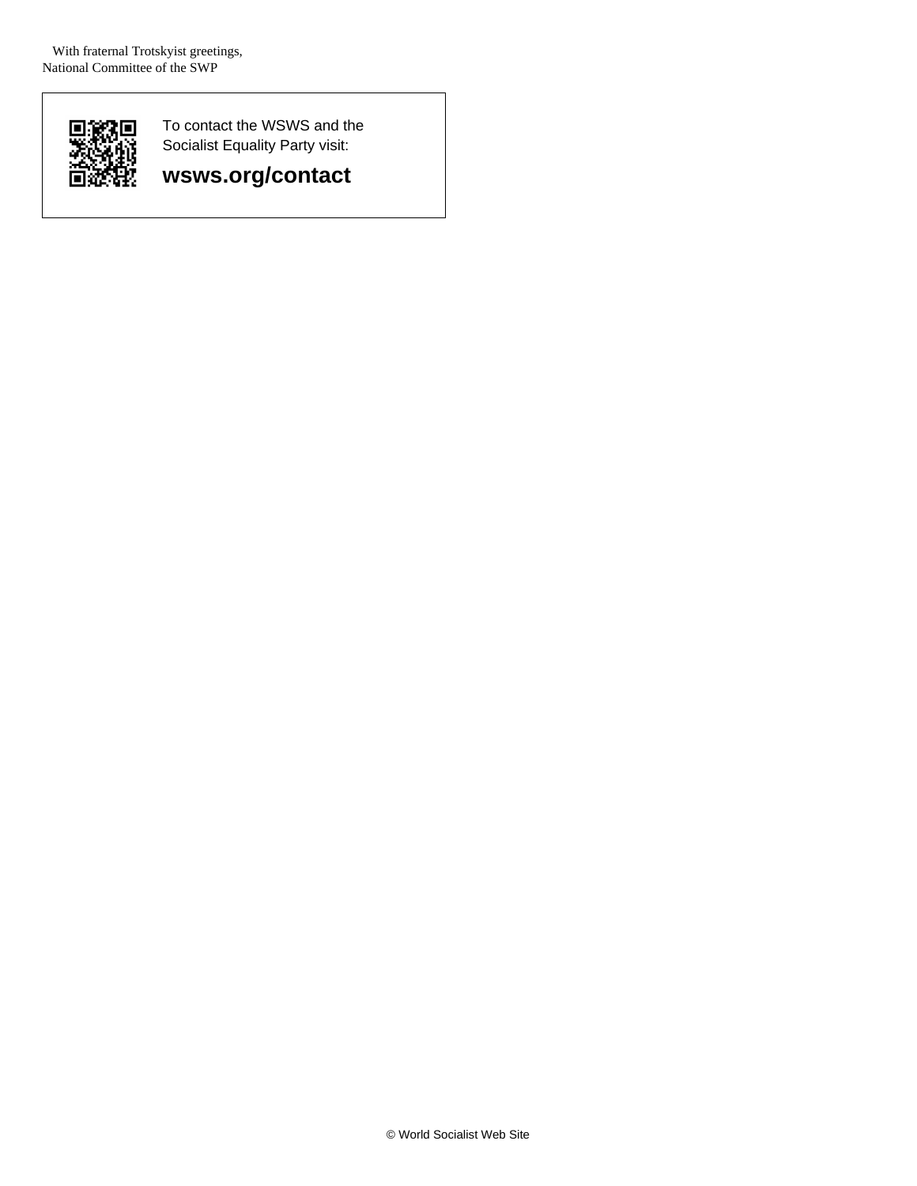With fraternal Trotskyist greetings,
National Committee of the SWP

To contact the WSWS and the Socialist Equality Party visit:

**wsws.org/contact**

© World Socialist Web Site